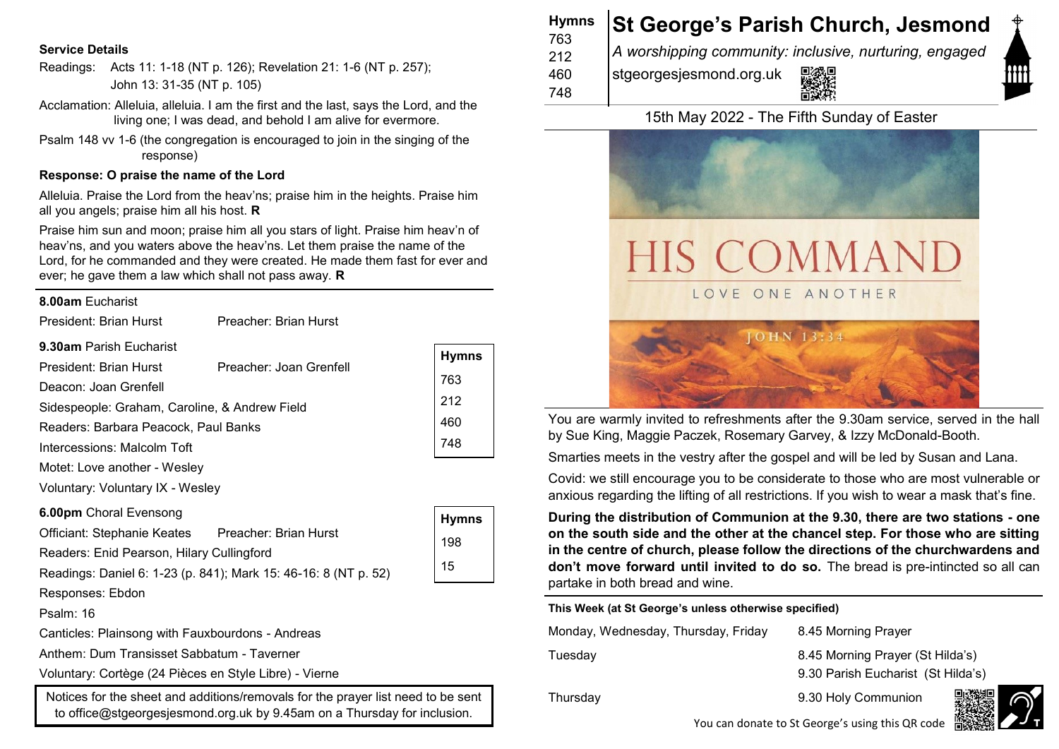# St George's Parish Church, Jesmond

*A worshipping community: inclusive, nurturing, engaged*

stgeorgesjesmond.org.uk

**Hymns**
763
212
460
748

15th May 2022 - The Fifth Sunday of Easter

HIS COMMAND

LOVE ONE ANOTHER

JOHN 13:34

You are warmly invited to refreshments after the 9.30am service, served in the hall by Sue King, Maggie Paczek, Rosemary Garvey, & Izzy McDonald-Booth.

Smarties meets in the vestry after the gospel and will be led by Susan and Lana.

Covid: we still encourage you to be considerate to those who are most vulnerable or anxious regarding the lifting of all restrictions. If you wish to wear a mask that's fine.

**During the distribution of Communion at the 9.30, there are two stations - one on the south side and the other at the chancel step. For those who are sitting in the centre of church, please follow the directions of the churchwardens and don't move forward until invited to do so.** The bread is pre-intincted so all can partake in both bread and wine.

**This Week (at St George's unless otherwise specified)**

| | |
|---|---|
| Monday, Wednesday, Thursday, Friday | 8.45 Morning Prayer |
| Tuesday | 8.45 Morning Prayer (St Hilda's)<br>9.30 Parish Eucharist (St Hilda's) |
| Thursday | 9.30 Holy Communion |

You can donate to St George's using this QR code

## Service Details

Readings: Acts 11: 1-18 (NT p. 126); Revelation 21: 1-6 (NT p. 257); John 13: 31-35 (NT p. 105)

Acclamation: Alleluia, alleluia. I am the first and the last, says the Lord, and the living one; I was dead, and behold I am alive for evermore.

Psalm 148 vv 1-6 (the congregation is encouraged to join in the singing of the response)

**Response: O praise the name of the Lord**

Alleluia. Praise the Lord from the heav'ns; praise him in the heights. Praise him all you angels; praise him all his host. **R**

Praise him sun and moon; praise him all you stars of light. Praise him heav'n of heav'ns, and you waters above the heav'ns. Let them praise the name of the Lord, for he commanded and they were created. He made them fast for ever and ever; he gave them a law which shall not pass away. **R**

**8.00am** Eucharist

President: Brian Hurst    Preacher: Brian Hurst

**9.30am** Parish Eucharist

President: Brian Hurst    Preacher: Joan Grenfell

Deacon: Joan Grenfell

Sidespeople: Graham, Caroline, & Andrew Field

Readers: Barbara Peacock, Paul Banks

Intercessions: Malcolm Toft

Motet: Love another - Wesley

Voluntary: Voluntary IX - Wesley

| Hymns |
|---|
| 763 |
| 212 |
| 460 |
| 748 |

**6.00pm** Choral Evensong

Officiant: Stephanie Keates    Preacher: Brian Hurst

Readers: Enid Pearson, Hilary Cullingford

Readings: Daniel 6: 1-23 (p. 841); Mark 15: 46-16: 8 (NT p. 52)

Responses: Ebdon

Psalm: 16

Canticles: Plainsong with Fauxbourdons - Andreas

Anthem: Dum Transisset Sabbatum - Taverner

Voluntary: Cortège (24 Pièces en Style Libre) - Vierne

| Hymns |
|---|
| 198 |
| 15 |

Notices for the sheet and additions/removals for the prayer list need to be sent to office@stgeorgesjesmond.org.uk by 9.45am on a Thursday for inclusion.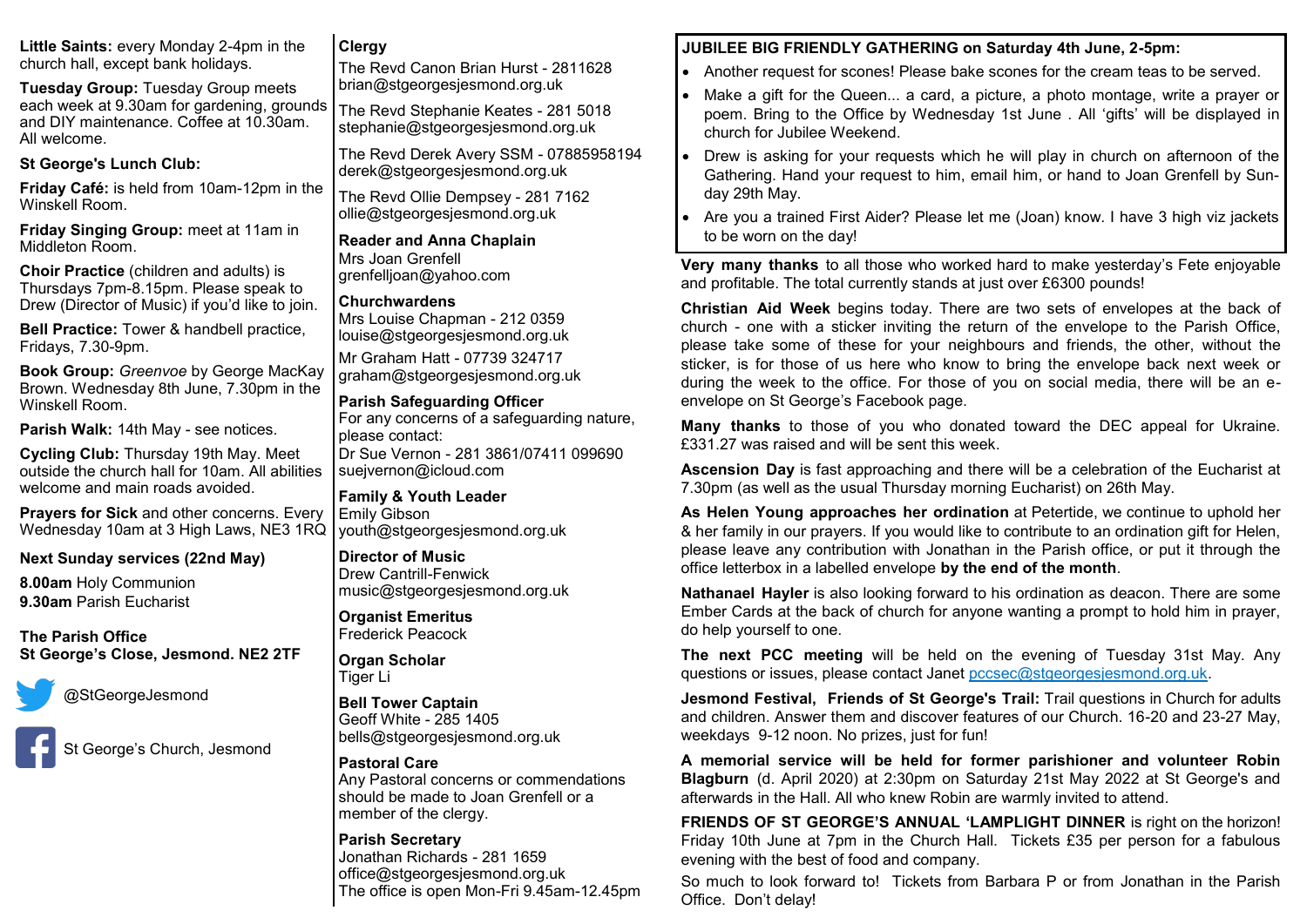**Little Saints:** every Monday 2-4pm in the church hall, except bank holidays.

**Tuesday Group:** Tuesday Group meets each week at 9.30am for gardening, grounds and DIY maintenance. Coffee at 10.30am. All welcome.

**St George's Lunch Club:**

**Friday Café:** is held from 10am-12pm in the Winskell Room.

**Friday Singing Group:** meet at 11am in Middleton Room.

**Choir Practice** (children and adults) is Thursdays 7pm-8.15pm. Please speak to Drew (Director of Music) if you'd like to join.

**Bell Practice:** Tower & handbell practice, Fridays, 7.30-9pm.

**Book Group:** *Greenvoe* by George MacKay Brown. Wednesday 8th June, 7.30pm in the Winskell Room.

**Parish Walk:** 14th May - see notices.

**Cycling Club:** Thursday 19th May. Meet outside the church hall for 10am. All abilities welcome and main roads avoided.

**Prayers for Sick** and other concerns. Every Wednesday 10am at 3 High Laws, NE3 1RQ

**Next Sunday services (22nd May)**

**8.00am** Holy Communion
**9.30am** Parish Eucharist

**The Parish Office**
**St George's Close, Jesmond. NE2 2TF**

@StGeorgeJesmond

St George's Church, Jesmond

**Clergy**
The Revd Canon Brian Hurst - 2811628
brian@stgeorgesjesmond.org.uk

The Revd Stephanie Keates - 281 5018
stephanie@stgeorgesjesmond.org.uk

The Revd Derek Avery SSM - 07885958194
derek@stgeorgesjesmond.org.uk

The Revd Ollie Dempsey - 281 7162
ollie@stgeorgesjesmond.org.uk

**Reader and Anna Chaplain**
Mrs Joan Grenfell
grenfelljoan@yahoo.com

**Churchwardens**
Mrs Louise Chapman - 212 0359
louise@stgeorgesjesmond.org.uk
Mr Graham Hatt - 07739 324717
graham@stgeorgesjesmond.org.uk

**Parish Safeguarding Officer**
For any concerns of a safeguarding nature, please contact:
Dr Sue Vernon - 281 3861/07411 099690
suejvernon@icloud.com

**Family & Youth Leader**
Emily Gibson
youth@stgeorgesjesmond.org.uk

**Director of Music**
Drew Cantrill-Fenwick
music@stgeorgesjesmond.org.uk

**Organist Emeritus**
Frederick Peacock

**Organ Scholar**
Tiger Li

**Bell Tower Captain**
Geoff White - 285 1405
bells@stgeorgesjesmond.org.uk

**Pastoral Care**
Any Pastoral concerns or commendations should be made to Joan Grenfell or a member of the clergy.

**Parish Secretary**
Jonathan Richards - 281 1659
office@stgeorgesjesmond.org.uk
The office is open Mon-Fri 9.45am-12.45pm

**JUBILEE BIG FRIENDLY GATHERING on Saturday 4th June, 2-5pm:**

- Another request for scones! Please bake scones for the cream teas to be served.
- Make a gift for the Queen... a card, a picture, a photo montage, write a prayer or poem. Bring to the Office by Wednesday 1st June . All 'gifts' will be displayed in church for Jubilee Weekend.
- Drew is asking for your requests which he will play in church on afternoon of the Gathering. Hand your request to him, email him, or hand to Joan Grenfell by Sunday 29th May.
- Are you a trained First Aider? Please let me (Joan) know. I have 3 high viz jackets to be worn on the day!

**Very many thanks** to all those who worked hard to make yesterday's Fete enjoyable and profitable. The total currently stands at just over £6300 pounds!

**Christian Aid Week** begins today. There are two sets of envelopes at the back of church - one with a sticker inviting the return of the envelope to the Parish Office, please take some of these for your neighbours and friends, the other, without the sticker, is for those of us here who know to bring the envelope back next week or during the week to the office. For those of you on social media, there will be an e-envelope on St George's Facebook page.

**Many thanks** to those of you who donated toward the DEC appeal for Ukraine. £331.27 was raised and will be sent this week.

**Ascension Day** is fast approaching and there will be a celebration of the Eucharist at 7.30pm (as well as the usual Thursday morning Eucharist) on 26th May.

**As Helen Young approaches her ordination** at Petertide, we continue to uphold her & her family in our prayers. If you would like to contribute to an ordination gift for Helen, please leave any contribution with Jonathan in the Parish office, or put it through the office letterbox in a labelled envelope **by the end of the month**.

**Nathanael Hayler** is also looking forward to his ordination as deacon. There are some Ember Cards at the back of church for anyone wanting a prompt to hold him in prayer, do help yourself to one.

**The next PCC meeting** will be held on the evening of Tuesday 31st May. Any questions or issues, please contact Janet pccsec@stgeorgesjesmond.org.uk.

**Jesmond Festival, Friends of St George's Trail:** Trail questions in Church for adults and children. Answer them and discover features of our Church. 16-20 and 23-27 May, weekdays 9-12 noon. No prizes, just for fun!

**A memorial service will be held for former parishioner and volunteer Robin Blagburn** (d. April 2020) at 2:30pm on Saturday 21st May 2022 at St George's and afterwards in the Hall. All who knew Robin are warmly invited to attend.

**FRIENDS OF ST GEORGE'S ANNUAL 'LAMPLIGHT DINNER** is right on the horizon! Friday 10th June at 7pm in the Church Hall. Tickets £35 per person for a fabulous evening with the best of food and company.

So much to look forward to! Tickets from Barbara P or from Jonathan in the Parish Office. Don't delay!